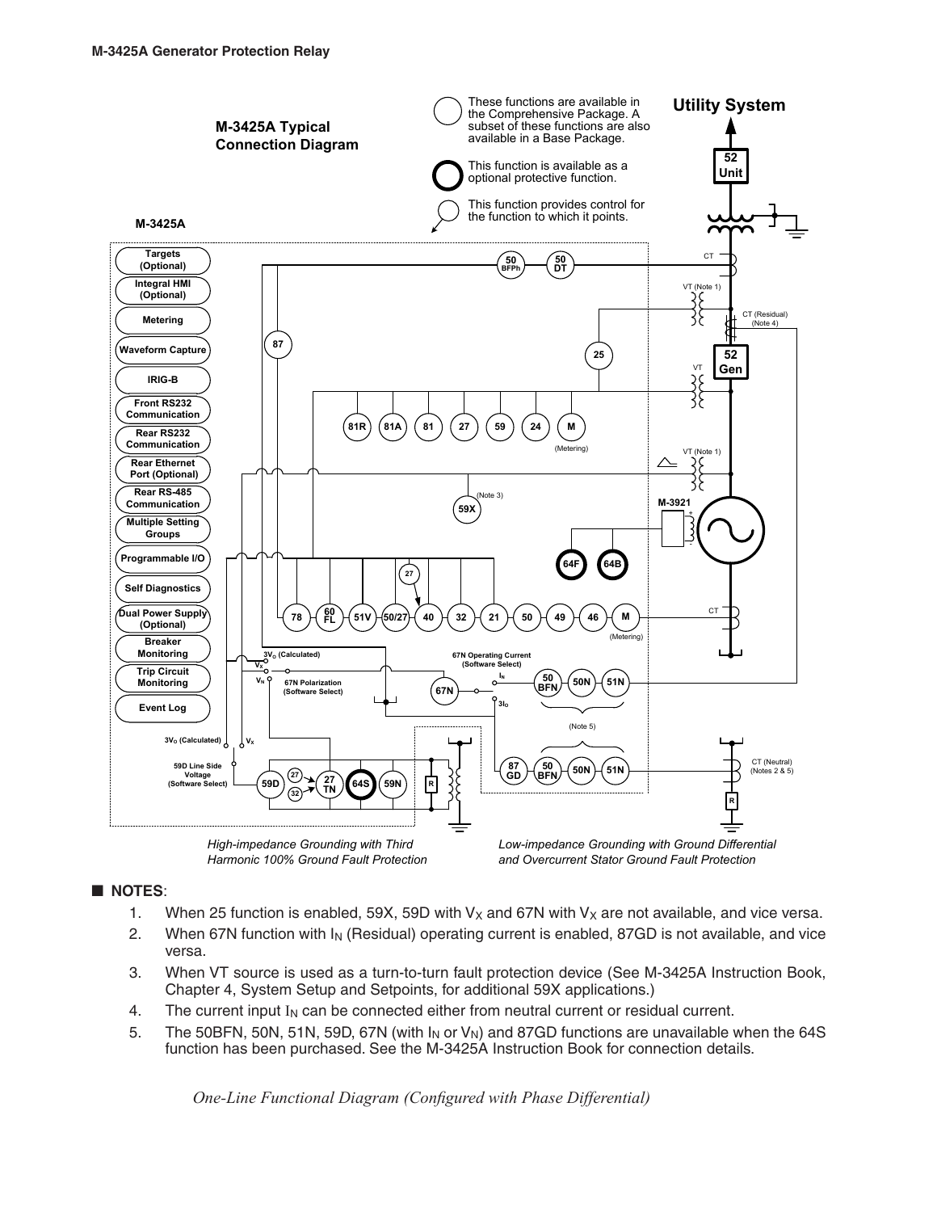## NOTES:

1. When 25 function is enabled, 59X, 59D with $V_X$ and 67N with $V_X$ are not available, and vice versa.
2. When 67N function with $I_N$ (Residual) operating current is enabled, 87GD is not available, and vice versa.
3. When VT source is used as a turn-to-turn fault protection device (See M-3425A Instruction Book, Chapter 4, System Setup and Setpoints, for additional 59X applications.)
4. The current input $I_N$ can be connected either from neutral current or residual current.
5. The 50BFN, 50N, 51N, 59D, 67N (with $I_N$ or $V_N$) and 87GD functions are unavailable when the 64S function has been purchased. See the M-3425A Instruction Book for connection details.

*One-Line Functional Diagram (Configured with Phase Differential)*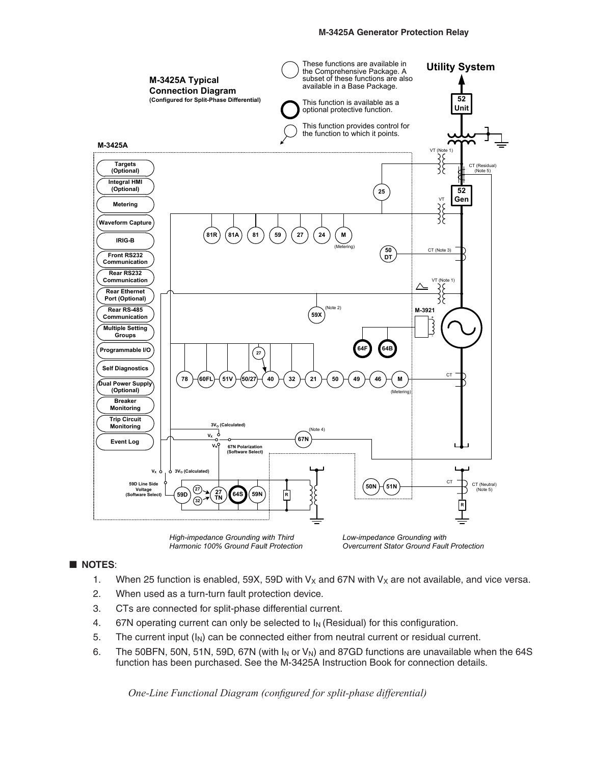**M-3425A Typical Connection Diagram**
**(Configured for Split-Phase Differential)**

These functions are available in the Comprehensive Package. A subset of these functions are also available in a Base Package.

This function is available as a optional protective function.

This function provides control for the function to which it points.

**Utility System**

52 Unit

M-3425A

Targets (Optional)

Integral HMI (Optional)

Metering

Waveform Capture

IRIG-B

Front RS232 Communication

Rear RS232 Communication

Rear Ethernet Port (Optional)

Rear RS-485 Communication

Multiple Setting Groups

Programmable I/O

Self Diagnostics

Dual Power Supply (Optional)

Breaker Monitoring

Trip Circuit Monitoring

Event Log

VT (Note 1)

CT (Residual) (Note 5)

25

52 Gen

VT

81R 81A 81 59 27 24 M (Metering)

50 DT

CT (Note 3)

VT (Note 1)

59X (Note 2)

M-3921

64F 64B

78 60FL 51V 50/27 27 40 32 21 50 49 46 M (Metering)

CT

$3V_O$ (Calculated)

$V_X$

$V_N$

67N Polarization (Software Select)

67N (Note 4)

$V_X$ $3V_O$ (Calculated)

59D Line Side Voltage (Software Select)

59D 27 32 27 TN 64S 59N R

50N 51N

CT

CT (Neutral) (Note 5)

R

*High-impedance Grounding with Third Harmonic 100% Ground Fault Protection*

*Low-impedance Grounding with Overcurrent Stator Ground Fault Protection*

■ **NOTES**:

1. When 25 function is enabled, 59X, 59D with $V_X$ and 67N with $V_X$ are not available, and vice versa.
2. When used as a turn-turn fault protection device.
3. CTs are connected for split-phase differential current.
4. 67N operating current can only be selected to $I_N$ (Residual) for this configuration.
5. The current input ($I_N$) can be connected either from neutral current or residual current.
6. The 50BFN, 50N, 51N, 59D, 67N (with $I_N$ or $V_N$) and 87GD functions are unavailable when the 64S function has been purchased. See the M-3425A Instruction Book for connection details.

*One-Line Functional Diagram (configured for split-phase differential)*